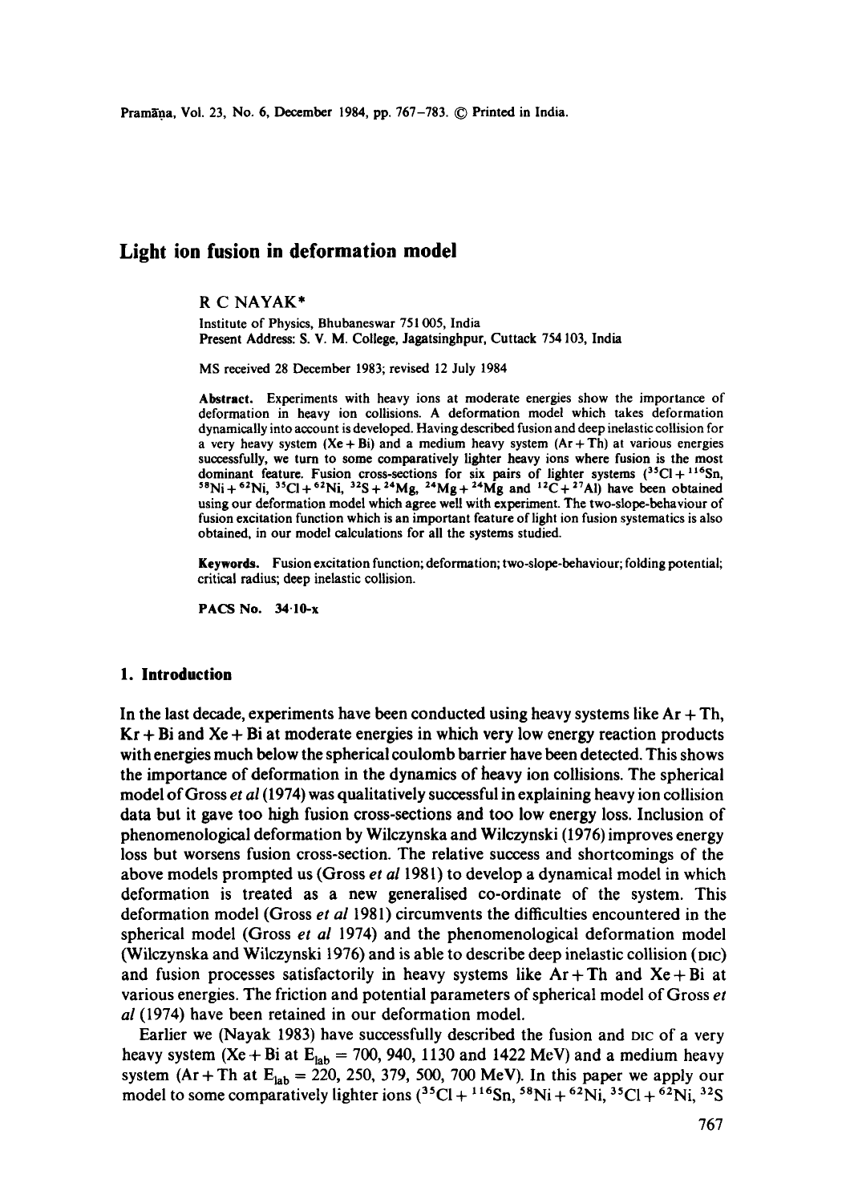# Light ion fusion in deformation model

R C NAYAK*

Institute of Physics, Bhubaneswar 751 005, India
Present Address: S. V. M. College, Jagatsinghpur, Cuttack 754 103, India

MS received 28 December 1983; revised 12 July 1984

**Abstract.** Experiments with heavy ions at moderate energies show the importance of deformation in heavy ion collisions. A deformation model which takes deformation dynamically into account is developed. Having described fusion and deep inelastic collision for a very heavy system (Xe + Bi) and a medium heavy system (Ar + Th) at various energies successfully, we turn to some comparatively lighter heavy ions where fusion is the most dominant feature. Fusion cross-sections for six pairs of lighter systems ($^{35}$Cl + $^{116}$Sn, $^{58}$Ni + $^{62}$Ni, $^{35}$Cl + $^{62}$Ni, $^{32}$S + $^{24}$Mg, $^{24}$Mg + $^{24}$Mg and $^{12}$C + $^{27}$Al) have been obtained using our deformation model which agree well with experiment. The two-slope-behaviour of fusion excitation function which is an important feature of light ion fusion systematics is also obtained, in our model calculations for all the systems studied.

**Keywords.** Fusion excitation function; deformation; two-slope-behaviour; folding potential; critical radius; deep inelastic collision.

**PACS No.** 34·10-x

## 1. Introduction

In the last decade, experiments have been conducted using heavy systems like Ar + Th, Kr + Bi and Xe + Bi at moderate energies in which very low energy reaction products with energies much below the spherical coulomb barrier have been detected. This shows the importance of deformation in the dynamics of heavy ion collisions. The spherical model of Gross *et al* (1974) was qualitatively successful in explaining heavy ion collision data but it gave too high fusion cross-sections and too low energy loss. Inclusion of phenomenological deformation by Wilczynska and Wilczynski (1976) improves energy loss but worsens fusion cross-section. The relative success and shortcomings of the above models prompted us (Gross *et al* 1981) to develop a dynamical model in which deformation is treated as a new generalised co-ordinate of the system. This deformation model (Gross *et al* 1981) circumvents the difficulties encountered in the spherical model (Gross *et al* 1974) and the phenomenological deformation model (Wilczynska and Wilczynski 1976) and is able to describe deep inelastic collision (DIC) and fusion processes satisfactorily in heavy systems like Ar + Th and Xe + Bi at various energies. The friction and potential parameters of spherical model of Gross *et al* (1974) have been retained in our deformation model.

Earlier we (Nayak 1983) have successfully described the fusion and DIC of a very heavy system (Xe + Bi at $E_{lab}$ = 700, 940, 1130 and 1422 MeV) and a medium heavy system (Ar + Th at $E_{lab}$ = 220, 250, 379, 500, 700 MeV). In this paper we apply our model to some comparatively lighter ions ($^{35}$Cl + $^{116}$Sn, $^{58}$Ni + $^{62}$Ni, $^{35}$Cl + $^{62}$Ni, $^{32}$S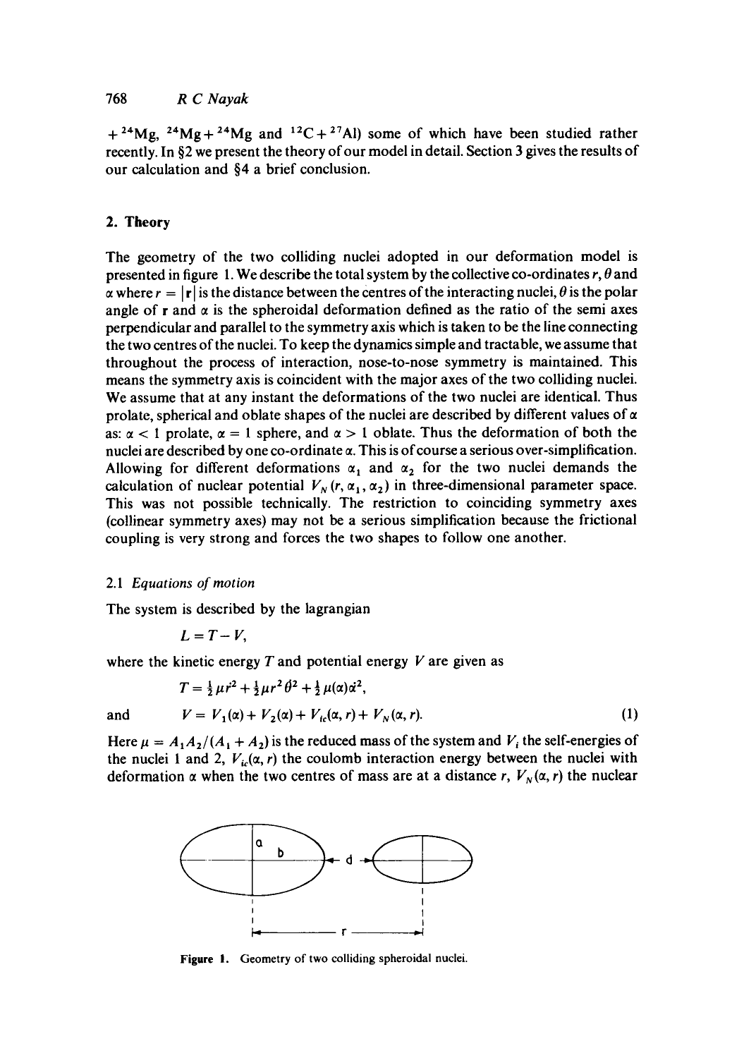$+ ^{24}Mg$, $^{24}Mg + ^{24}Mg$ and $^{12}C + ^{27}Al$) some of which have been studied rather recently. In §2 we present the theory of our model in detail. Section 3 gives the results of our calculation and §4 a brief conclusion.

## 2. Theory

The geometry of the two colliding nuclei adopted in our deformation model is presented in figure 1. We describe the total system by the collective co-ordinates $r$, $\theta$ and $\alpha$ where $r = |\mathbf{r}|$ is the distance between the centres of the interacting nuclei, $\theta$ is the polar angle of $\mathbf{r}$ and $\alpha$ is the spheroidal deformation defined as the ratio of the semi axes perpendicular and parallel to the symmetry axis which is taken to be the line connecting the two centres of the nuclei. To keep the dynamics simple and tractable, we assume that throughout the process of interaction, nose-to-nose symmetry is maintained. This means the symmetry axis is coincident with the major axes of the two colliding nuclei. We assume that at any instant the deformations of the two nuclei are identical. Thus prolate, spherical and oblate shapes of the nuclei are described by different values of $\alpha$ as: $\alpha < 1$ prolate, $\alpha = 1$ sphere, and $\alpha > 1$ oblate. Thus the deformation of both the nuclei are described by one co-ordinate $\alpha$. This is of course a serious over-simplification. Allowing for different deformations $\alpha_1$ and $\alpha_2$ for the two nuclei demands the calculation of nuclear potential $V_N(r, \alpha_1, \alpha_2)$ in three-dimensional parameter space. This was not possible technically. The restriction to coinciding symmetry axes (collinear symmetry axes) may not be a serious simplification because the frictional coupling is very strong and forces the two shapes to follow one another.

### 2.1 *Equations of motion*

The system is described by the lagrangian

$$L = T - V,$$

where the kinetic energy $T$ and potential energy $V$ are given as

$$T = \tfrac{1}{2}\mu \dot{r}^2 + \tfrac{1}{2}\mu r^2 \dot{\theta}^2 + \tfrac{1}{2}\mu(\alpha)\dot{\alpha}^2,$$

and

$$V = V_1(\alpha) + V_2(\alpha) + V_{ic}(\alpha, r) + V_N(\alpha, r). \tag{1}$$

Here $\mu = A_1 A_2/(A_1 + A_2)$ is the reduced mass of the system and $V_i$ the self-energies of the nuclei 1 and 2, $V_{ic}(\alpha, r)$ the coulomb interaction energy between the nuclei with deformation $\alpha$ when the two centres of mass are at a distance $r$, $V_N(\alpha, r)$ the nuclear

**Figure 1.** Geometry of two colliding spheroidal nuclei.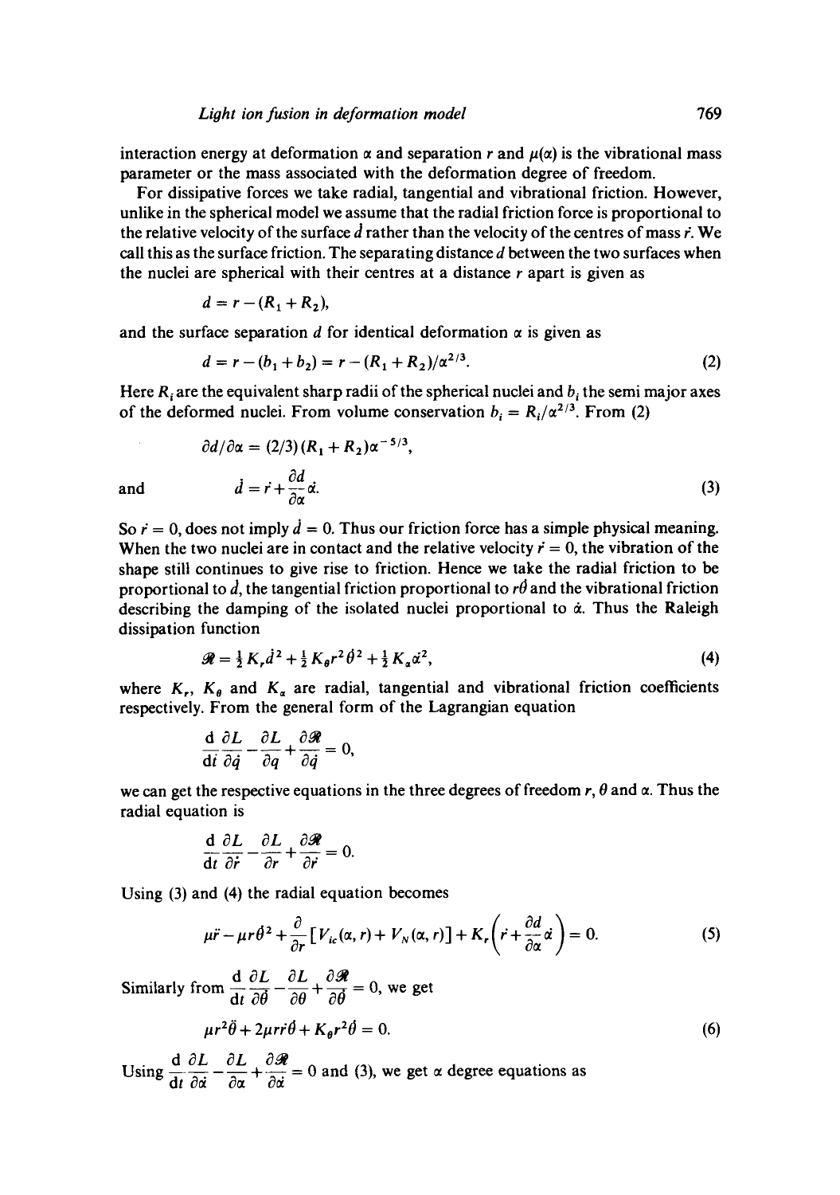interaction energy at deformation $\alpha$ and separation $r$ and $\mu(\alpha)$ is the vibrational mass parameter or the mass associated with the deformation degree of freedom.

For dissipative forces we take radial, tangential and vibrational friction. However, unlike in the spherical model we assume that the radial friction force is proportional to the relative velocity of the surface $\dot{d}$ rather than the velocity of the centres of mass $\dot{r}$. We call this as the surface friction. The separating distance $d$ between the two surfaces when the nuclei are spherical with their centres at a distance $r$ apart is given as

$$d = r - (R_1 + R_2),$$

and the surface separation $d$ for identical deformation $\alpha$ is given as

$$d = r - (b_1 + b_2) = r - (R_1 + R_2)/\alpha^{2/3}. \tag{2}$$

Here $R_i$ are the equivalent sharp radii of the spherical nuclei and $b_i$ the semi major axes of the deformed nuclei. From volume conservation $b_i = R_i/\alpha^{2/3}$. From (2)

$$\partial d/\partial \alpha = (2/3)(R_1 + R_2)\alpha^{-5/3},$$

and

$$\dot{d} = \dot{r} + \frac{\partial d}{\partial \alpha}\dot{\alpha}. \tag{3}$$

So $\dot{r} = 0$, does not imply $\dot{d} = 0$. Thus our friction force has a simple physical meaning. When the two nuclei are in contact and the relative velocity $\dot{r} = 0$, the vibration of the shape still continues to give rise to friction. Hence we take the radial friction to be proportional to $\dot{d}$, the tangential friction proportional to $r\dot{\theta}$ and the vibrational friction describing the damping of the isolated nuclei proportional to $\dot{\alpha}$. Thus the Raleigh dissipation function

$$\mathscr{R} = \tfrac{1}{2}K_r\dot{d}^2 + \tfrac{1}{2}K_\theta r^2\dot{\theta}^2 + \tfrac{1}{2}K_\alpha\dot{\alpha}^2, \tag{4}$$

where $K_r$, $K_\theta$ and $K_\alpha$ are radial, tangential and vibrational friction coefficients respectively. From the general form of the Lagrangian equation

$$\frac{\mathrm{d}}{\mathrm{d}t}\frac{\partial L}{\partial \dot{q}} - \frac{\partial L}{\partial q} + \frac{\partial \mathscr{R}}{\partial \dot{q}} = 0,$$

we can get the respective equations in the three degrees of freedom $r$, $\theta$ and $\alpha$. Thus the radial equation is

$$\frac{\mathrm{d}}{\mathrm{d}t}\frac{\partial L}{\partial \dot{r}} - \frac{\partial L}{\partial r} + \frac{\partial \mathscr{R}}{\partial \dot{r}} = 0.$$

Using (3) and (4) the radial equation becomes

$$\mu\ddot{r} - \mu r\dot{\theta}^2 + \frac{\partial}{\partial r}[V_{ic}(\alpha, r) + V_N(\alpha, r)] + K_r\left(\dot{r} + \frac{\partial d}{\partial \alpha}\dot{\alpha}\right) = 0. \tag{5}$$

Similarly from $\dfrac{\mathrm{d}}{\mathrm{d}t}\dfrac{\partial L}{\partial \dot{\theta}} - \dfrac{\partial L}{\partial \theta} + \dfrac{\partial \mathscr{R}}{\partial \dot{\theta}} = 0$, we get

$$\mu r^2\ddot{\theta} + 2\mu r\dot{r}\dot{\theta} + K_\theta r^2\dot{\theta} = 0. \tag{6}$$

Using $\dfrac{\mathrm{d}}{\mathrm{d}t}\dfrac{\partial L}{\partial \dot{\alpha}} - \dfrac{\partial L}{\partial \alpha} + \dfrac{\partial \mathscr{R}}{\partial \dot{\alpha}} = 0$ and (3), we get $\alpha$ degree equations as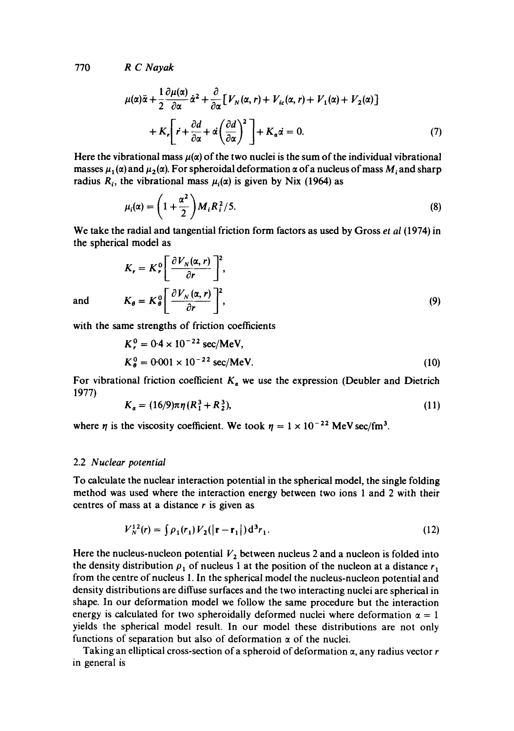$$\mu(\alpha)\ddot{\alpha} + \frac{1}{2}\frac{\partial \mu(\alpha)}{\partial \alpha}\dot{\alpha}^2 + \frac{\partial}{\partial \alpha}\left[V_N(\alpha, r) + V_{ic}(\alpha, r) + V_1(\alpha) + V_2(\alpha)\right]$$

$$+ K_r\left[\dot{r} + \frac{\partial d}{\partial \alpha} + \dot{\alpha}\left(\frac{\partial d}{\partial \alpha}\right)^2\right] + K_\alpha \dot{\alpha} = 0. \tag{7}$$

Here the vibrational mass $\mu(\alpha)$ of the two nuclei is the sum of the individual vibrational masses $\mu_1(\alpha)$ and $\mu_2(\alpha)$. For spheroidal deformation $\alpha$ of a nucleus of mass $M_i$ and sharp radius $R_i$, the vibrational mass $\mu_i(\alpha)$ is given by Nix (1964) as

$$\mu_i(\alpha) = \left(1 + \frac{\alpha^2}{2}\right) M_i R_i^2/5. \tag{8}$$

We take the radial and tangential friction form factors as used by Gross *et al* (1974) in the spherical model as

$$K_r = K_r^0 \left[\frac{\partial V_N(\alpha, r)}{\partial r}\right]^2,$$

and

$$K_\theta = K_\theta^0 \left[\frac{\partial V_N(\alpha, r)}{\partial r}\right]^2, \tag{9}$$

with the same strengths of friction coefficients

$$K_r^0 = 0{\cdot}4 \times 10^{-22}\ \text{sec/MeV},$$

$$K_\theta^0 = 0{\cdot}001 \times 10^{-22}\ \text{sec/MeV}. \tag{10}$$

For vibrational friction coefficient $K_\alpha$ we use the expression (Deubler and Dietrich 1977)

$$K_\alpha = (16/9)\pi\eta(R_1^3 + R_2^3), \tag{11}$$

where $\eta$ is the viscosity coefficient. We took $\eta = 1 \times 10^{-22}$ MeV sec/fm$^3$.

### 2.2 *Nuclear potential*

To calculate the nuclear interaction potential in the spherical model, the single folding method was used where the interaction energy between two ions 1 and 2 with their centres of mass at a distance $r$ is given as

$$V_N^{12}(r) = \int \rho_1(r_1) V_2(|\mathbf{r} - \mathbf{r}_1|)\, d^3 r_1. \tag{12}$$

Here the nucleus-nucleon potential $V_2$ between nucleus 2 and a nucleon is folded into the density distribution $\rho_1$ of nucleus 1 at the position of the nucleon at a distance $r_1$ from the centre of nucleus 1. In the spherical model the nucleus-nucleon potential and density distributions are diffuse surfaces and the two interacting nuclei are spherical in shape. In our deformation model we follow the same procedure but the interaction energy is calculated for two spheroidally deformed nuclei where deformation $\alpha = 1$ yields the spherical model result. In our model these distributions are not only functions of separation but also of deformation $\alpha$ of the nuclei.

Taking an elliptical cross-section of a spheroid of deformation $\alpha$, any radius vector $r$ in general is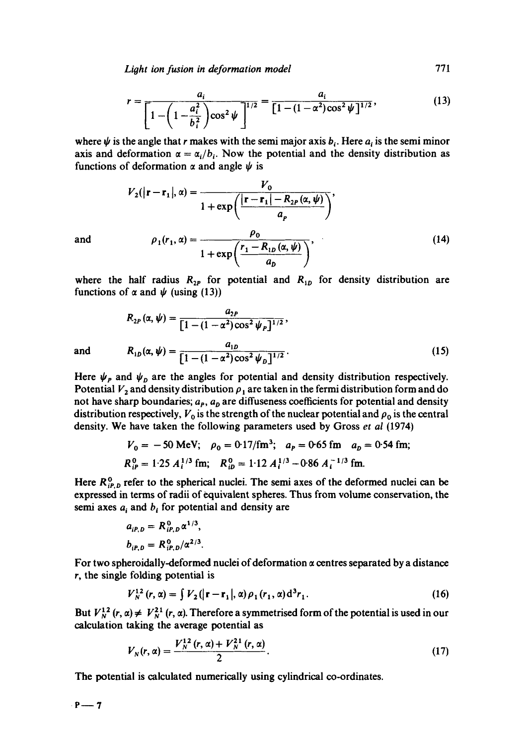$$r = \frac{a_i}{\left[1 - \left(1 - \frac{a_i^2}{b_i^2}\right)\cos^2\psi\right]^{1/2}} = \frac{a_i}{[1 - (1 - \alpha^2)\cos^2\psi]^{1/2}}, \tag{13}$$

where $\psi$ is the angle that $r$ makes with the semi major axis $b_i$. Here $a_i$ is the semi minor axis and deformation $\alpha = a_i/b_i$. Now the potential and the density distribution as functions of deformation $\alpha$ and angle $\psi$ is

$$V_2(|\mathbf{r} - \mathbf{r}_1|, \alpha) = \frac{V_0}{1 + \exp\left(\dfrac{|\mathbf{r} - \mathbf{r}_1| - R_{2P}(\alpha, \psi)}{a_P}\right)},$$

and

$$\rho_1(r_1, \alpha) = \frac{\rho_0}{1 + \exp\left(\dfrac{r_1 - R_{1D}(\alpha, \psi)}{a_D}\right)}, \tag{14}$$

where the half radius $R_{2P}$ for potential and $R_{1D}$ for density distribution are functions of $\alpha$ and $\psi$ (using (13))

$$R_{2P}(\alpha, \psi) = \frac{a_{2P}}{[1 - (1 - \alpha^2)\cos^2\psi_P]^{1/2}},$$

and

$$R_{1D}(\alpha, \psi) = \frac{a_{1D}}{[1 - (1 - \alpha^2)\cos^2\psi_D]^{1/2}}. \tag{15}$$

Here $\psi_P$ and $\psi_D$ are the angles for potential and density distribution respectively. Potential $V_2$ and density distribution $\rho_1$ are taken in the fermi distribution form and do not have sharp boundaries; $a_P$, $a_D$ are diffuseness coefficients for potential and density distribution respectively, $V_0$ is the strength of the nuclear potential and $\rho_0$ is the central density. We have taken the following parameters used by Gross *et al* (1974)

$$V_0 = -50\ \text{MeV};\quad \rho_0 = 0{\cdot}17/\text{fm}^3;\quad a_P = 0{\cdot}65\ \text{fm}\quad a_D = 0{\cdot}54\ \text{fm};$$

$$R_{iP}^0 = 1{\cdot}25\, A_i^{1/3}\ \text{fm};\quad R_{iD}^0 = 1{\cdot}12\, A_i^{1/3} - 0{\cdot}86\, A_i^{-1/3}\ \text{fm}.$$

Here $R_{iP,D}^0$ refer to the spherical nuclei. The semi axes of the deformed nuclei can be expressed in terms of radii of equivalent spheres. Thus from volume conservation, the semi axes $a_i$ and $b_i$ for potential and density are

$$a_{iP,D} = R_{iP,D}^0 \alpha^{1/3},$$

$$b_{iP,D} = R_{iP,D}^0 / \alpha^{2/3}.$$

For two spheroidally-deformed nuclei of deformation $\alpha$ centres separated by a distance $r$, the single folding potential is

$$V_N^{12}(r, \alpha) = \int V_2(|\mathbf{r} - \mathbf{r}_1|, \alpha)\,\rho_1(r_1, \alpha)\,\mathrm{d}^3 r_1. \tag{16}$$

But $V_N^{12}(r, \alpha) \neq V_N^{21}(r, \alpha)$. Therefore a symmetrised form of the potential is used in our calculation taking the average potential as

$$V_N(r, \alpha) = \frac{V_N^{12}(r, \alpha) + V_N^{21}(r, \alpha)}{2}. \tag{17}$$

The potential is calculated numerically using cylindrical co-ordinates.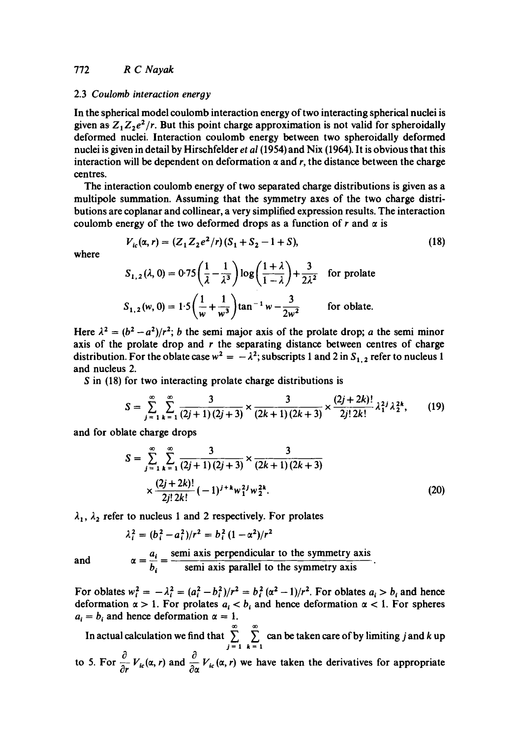### 2.3 *Coulomb interaction energy*

In the spherical model coulomb interaction energy of two interacting spherical nuclei is given as $Z_1 Z_2 e^2/r$. But this point charge approximation is not valid for spheroidally deformed nuclei. Interaction coulomb energy between two spheroidally deformed nuclei is given in detail by Hirschfelder *et al* (1954) and Nix (1964). It is obvious that this interaction will be dependent on deformation $\alpha$ and $r$, the distance between the charge centres.

The interaction coulomb energy of two separated charge distributions is given as a multipole summation. Assuming that the symmetry axes of the two charge distributions are coplanar and collinear, a very simplified expression results. The interaction coulomb energy of the two deformed drops as a function of $r$ and $\alpha$ is

$$V_{ic}(\alpha, r) = (Z_1 Z_2 e^2/r)(S_1 + S_2 - 1 + S), \tag{18}$$

where

$$S_{1,2}(\lambda, 0) = 0{\cdot}75\left(\frac{1}{\lambda} - \frac{1}{\lambda^3}\right)\log\left(\frac{1+\lambda}{1-\lambda}\right) + \frac{3}{2\lambda^2} \quad \text{for prolate}$$

$$S_{1,2}(w, 0) = 1{\cdot}5\left(\frac{1}{w} + \frac{1}{w^3}\right)\tan^{-1} w - \frac{3}{2w^2} \quad \text{for oblate.}$$

Here $\lambda^2 = (b^2 - a^2)/r^2$; $b$ the semi major axis of the prolate drop; $a$ the semi minor axis of the prolate drop and $r$ the separating distance between centres of charge distribution. For the oblate case $w^2 = -\lambda^2$; subscripts 1 and 2 in $S_{1,2}$ refer to nucleus 1 and nucleus 2.

$S$ in (18) for two interacting prolate charge distributions is

$$S = \sum_{j=1}^{\infty}\sum_{k=1}^{\infty} \frac{3}{(2j+1)(2j+3)} \times \frac{3}{(2k+1)(2k+3)} \times \frac{(2j+2k)!}{2j!\,2k!}\lambda_1^{2j}\lambda_2^{2k}, \tag{19}$$

and for oblate charge drops

$$S = \sum_{j=1}^{\infty}\sum_{k=1}^{\infty} \frac{3}{(2j+1)(2j+3)} \times \frac{3}{(2k+1)(2k+3)} \times \frac{(2j+2k)!}{2j!\,2k!}(-1)^{j+k} w_1^{2j} w_2^{2k}. \tag{20}$$

$\lambda_1$, $\lambda_2$ refer to nucleus 1 and 2 respectively. For prolates

$$\lambda_i^2 = (b_i^2 - a_i^2)/r^2 = b_i^2(1 - \alpha^2)/r^2$$

and

$$\alpha = \frac{a_i}{b_i} = \frac{\text{semi axis perpendicular to the symmetry axis}}{\text{semi axis parallel to the symmetry axis}}.$$

For oblates $w_i^2 = -\lambda_i^2 = (a_i^2 - b_i^2)/r^2 = b_i^2(\alpha^2 - 1)/r^2$. For oblates $a_i > b_i$ and hence deformation $\alpha > 1$. For prolates $a_i < b_i$ and hence deformation $\alpha < 1$. For spheres $a_i = b_i$ and hence deformation $\alpha = 1$.

In actual calculation we find that $\sum_{j=1}^{\infty}\sum_{k=1}^{\infty}$ can be taken care of by limiting $j$ and $k$ up to 5. For $\frac{\partial}{\partial r}V_{ic}(\alpha, r)$ and $\frac{\partial}{\partial \alpha}V_{ic}(\alpha, r)$ we have taken the derivatives for appropriate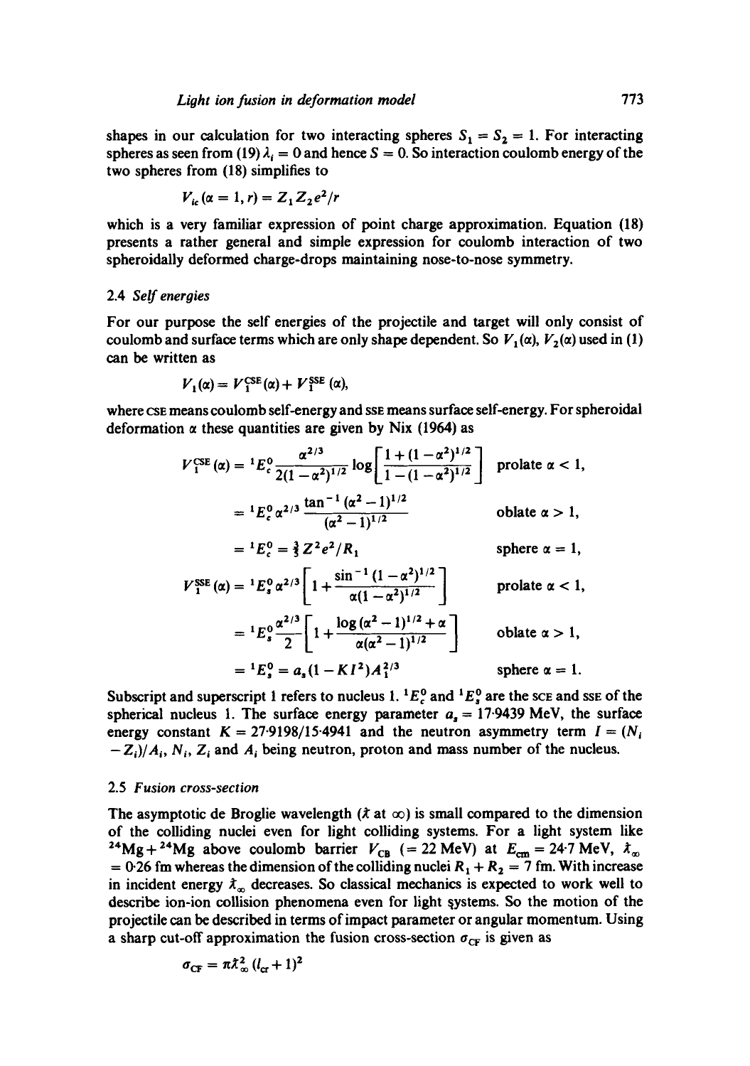shapes in our calculation for two interacting spheres $S_1 = S_2 = 1$. For interacting spheres as seen from (19) $\lambda_i = 0$ and hence $S = 0$. So interaction coulomb energy of the two spheres from (18) simplifies to

$$V_{ic}(\alpha = 1, r) = Z_1 Z_2 e^2/r$$

which is a very familiar expression of point charge approximation. Equation (18) presents a rather general and simple expression for coulomb interaction of two spheroidally deformed charge-drops maintaining nose-to-nose symmetry.

### 2.4 *Self energies*

For our purpose the self energies of the projectile and target will only consist of coulomb and surface terms which are only shape dependent. So $V_1(\alpha)$, $V_2(\alpha)$ used in (1) can be written as

$$V_1(\alpha) = V_1^{\text{CSE}}(\alpha) + V_1^{\text{SSE}}(\alpha),$$

where CSE means coulomb self-energy and SSE means surface self-energy. For spheroidal deformation $\alpha$ these quantities are given by Nix (1964) as

$$V_1^{\text{CSE}}(\alpha) = {}^1E_c^0 \frac{\alpha^{2/3}}{2(1-\alpha^2)^{1/2}} \log\left[\frac{1+(1-\alpha^2)^{1/2}}{1-(1-\alpha^2)^{1/2}}\right] \quad \text{prolate } \alpha < 1,$$

$$= {}^1E_c^0 \alpha^{2/3} \frac{\tan^{-1}(\alpha^2-1)^{1/2}}{(\alpha^2-1)^{1/2}} \quad \text{oblate } \alpha > 1,$$

$$= {}^1E_c^0 = \tfrac{3}{5} Z^2 e^2/R_1 \quad \text{sphere } \alpha = 1,$$

$$V_1^{\text{SSE}}(\alpha) = {}^1E_s^0 \alpha^{2/3}\left[1 + \frac{\sin^{-1}(1-\alpha^2)^{1/2}}{\alpha(1-\alpha^2)^{1/2}}\right] \quad \text{prolate } \alpha < 1,$$

$$= {}^1E_s^0 \frac{\alpha^{2/3}}{2}\left[1 + \frac{\log(\alpha^2-1)^{1/2}+\alpha}{\alpha(\alpha^2-1)^{1/2}}\right] \quad \text{oblate } \alpha > 1,$$

$$= {}^1E_s^0 = a_s(1 - KI^2)A_1^{2/3} \quad \text{sphere } \alpha = 1.$$

Subscript and superscript 1 refers to nucleus 1. ${}^1E_c^0$ and ${}^1E_s^0$ are the SCE and SSE of the spherical nucleus 1. The surface energy parameter $a_s = 17{\cdot}9439$ MeV, the surface energy constant $K = 27{\cdot}9198/15{\cdot}4941$ and the neutron asymmetry term $I = (N_i - Z_i)/A_i$, $N_i$, $Z_i$ and $A_i$ being neutron, proton and mass number of the nucleus.

### 2.5 *Fusion cross-section*

The asymptotic de Broglie wavelength ($\lambda\!\!\!^{-}$ at $\infty$) is small compared to the dimension of the colliding nuclei even for light colliding systems. For a light system like $^{24}$Mg + $^{24}$Mg above coulomb barrier $V_{\text{CB}}$ (= 22 MeV) at $E_{\text{cm}} = 24{\cdot}7$ MeV, $\lambda\!\!\!^{-}_\infty = 0{\cdot}26$ fm whereas the dimension of the colliding nuclei $R_1 + R_2 = 7$ fm. With increase in incident energy $\lambda\!\!\!^{-}_\infty$ decreases. So classical mechanics is expected to work well to describe ion-ion collision phenomena even for light systems. So the motion of the projectile can be described in terms of impact parameter or angular momentum. Using a sharp cut-off approximation the fusion cross-section $\sigma_{\text{CF}}$ is given as

$$\sigma_{\text{CF}} = \pi \lambda\!\!\!^{-2}_\infty (l_{\text{cr}} + 1)^2$$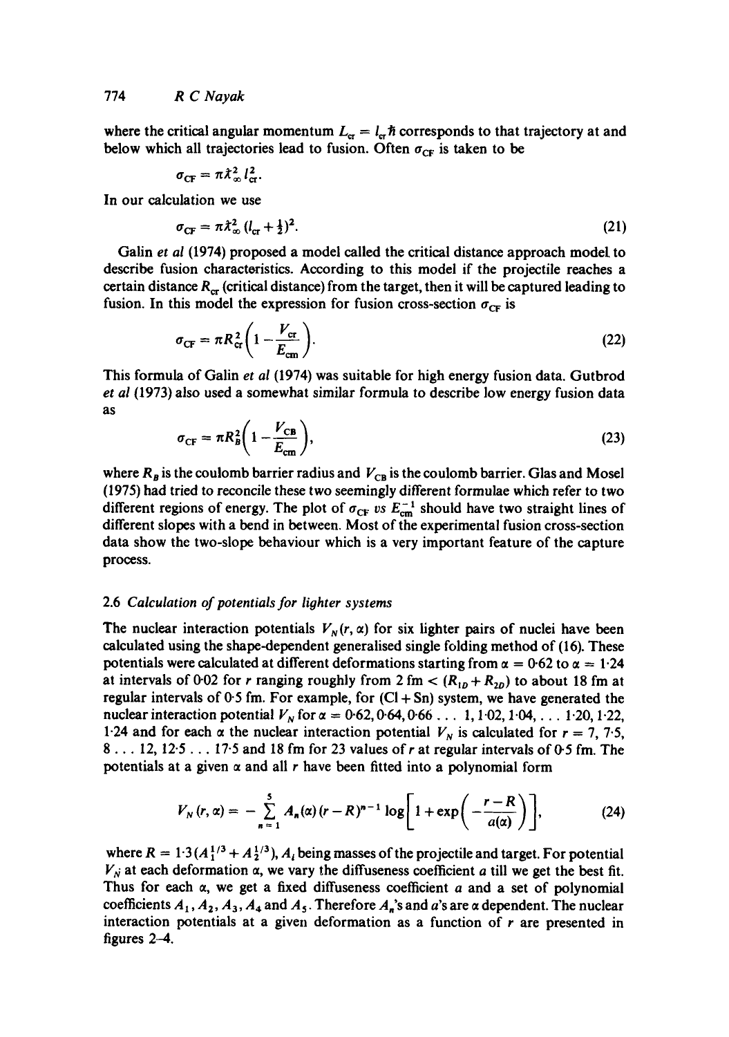where the critical angular momentum $L_{cr} = l_{cr}\hbar$ corresponds to that trajectory at and below which all trajectories lead to fusion. Often $\sigma_{CF}$ is taken to be

$$\sigma_{CF} = \pi \lambda_\infty^2 l_{cr}^2.$$

In our calculation we use

$$\sigma_{CF} = \pi \lambda_\infty^2 (l_{cr} + \tfrac{1}{2})^2. \tag{21}$$

Galin *et al* (1974) proposed a model called the critical distance approach model to describe fusion characteristics. According to this model if the projectile reaches a certain distance $R_{cr}$ (critical distance) from the target, then it will be captured leading to fusion. In this model the expression for fusion cross-section $\sigma_{CF}$ is

$$\sigma_{CF} = \pi R_{cr}^2 \left(1 - \frac{V_{cr}}{E_{cm}}\right). \tag{22}$$

This formula of Galin *et al* (1974) was suitable for high energy fusion data. Gutbrod *et al* (1973) also used a somewhat similar formula to describe low energy fusion data as

$$\sigma_{CF} = \pi R_B^2 \left(1 - \frac{V_{CB}}{E_{cm}}\right), \tag{23}$$

where $R_B$ is the coulomb barrier radius and $V_{CB}$ is the coulomb barrier. Glas and Mosel (1975) had tried to reconcile these two seemingly different formulae which refer to two different regions of energy. The plot of $\sigma_{CF}$ *vs* $E_{cm}^{-1}$ should have two straight lines of different slopes with a bend in between. Most of the experimental fusion cross-section data show the two-slope behaviour which is a very important feature of the capture process.

### 2.6 *Calculation of potentials for lighter systems*

The nuclear interaction potentials $V_N(r, \alpha)$ for six lighter pairs of nuclei have been calculated using the shape-dependent generalised single folding method of (16). These potentials were calculated at different deformations starting from $\alpha = 0.62$ to $\alpha = 1.24$ at intervals of 0.02 for $r$ ranging roughly from 2 fm $< (R_{1D} + R_{2D})$ to about 18 fm at regular intervals of 0.5 fm. For example, for (Cl + Sn) system, we have generated the nuclear interaction potential $V_N$ for $\alpha = 0.62, 0.64, 0.66 \ldots 1, 1.02, 1.04, \ldots 1.20, 1.22, 1.24$ and for each $\alpha$ the nuclear interaction potential $V_N$ is calculated for $r = 7, 7.5, 8 \ldots 12, 12.5 \ldots 17.5$ and 18 fm for 23 values of $r$ at regular intervals of 0.5 fm. The potentials at a given $\alpha$ and all $r$ have been fitted into a polynomial form

$$V_N(r, \alpha) = -\sum_{n=1}^{5} A_n(\alpha)(r - R)^{n-1} \log\left[1 + \exp\left(-\frac{r - R}{a(\alpha)}\right)\right], \tag{24}$$

where $R = 1.3(A_1^{1/3} + A_2^{1/3})$, $A_i$ being masses of the projectile and target. For potential $V_N$ at each deformation $\alpha$, we vary the diffuseness coefficient $a$ till we get the best fit. Thus for each $\alpha$, we get a fixed diffuseness coefficient $a$ and a set of polynomial coefficients $A_1, A_2, A_3, A_4$ and $A_5$. Therefore $A_n$'s and $a$'s are $\alpha$ dependent. The nuclear interaction potentials at a given deformation as a function of $r$ are presented in figures 2–4.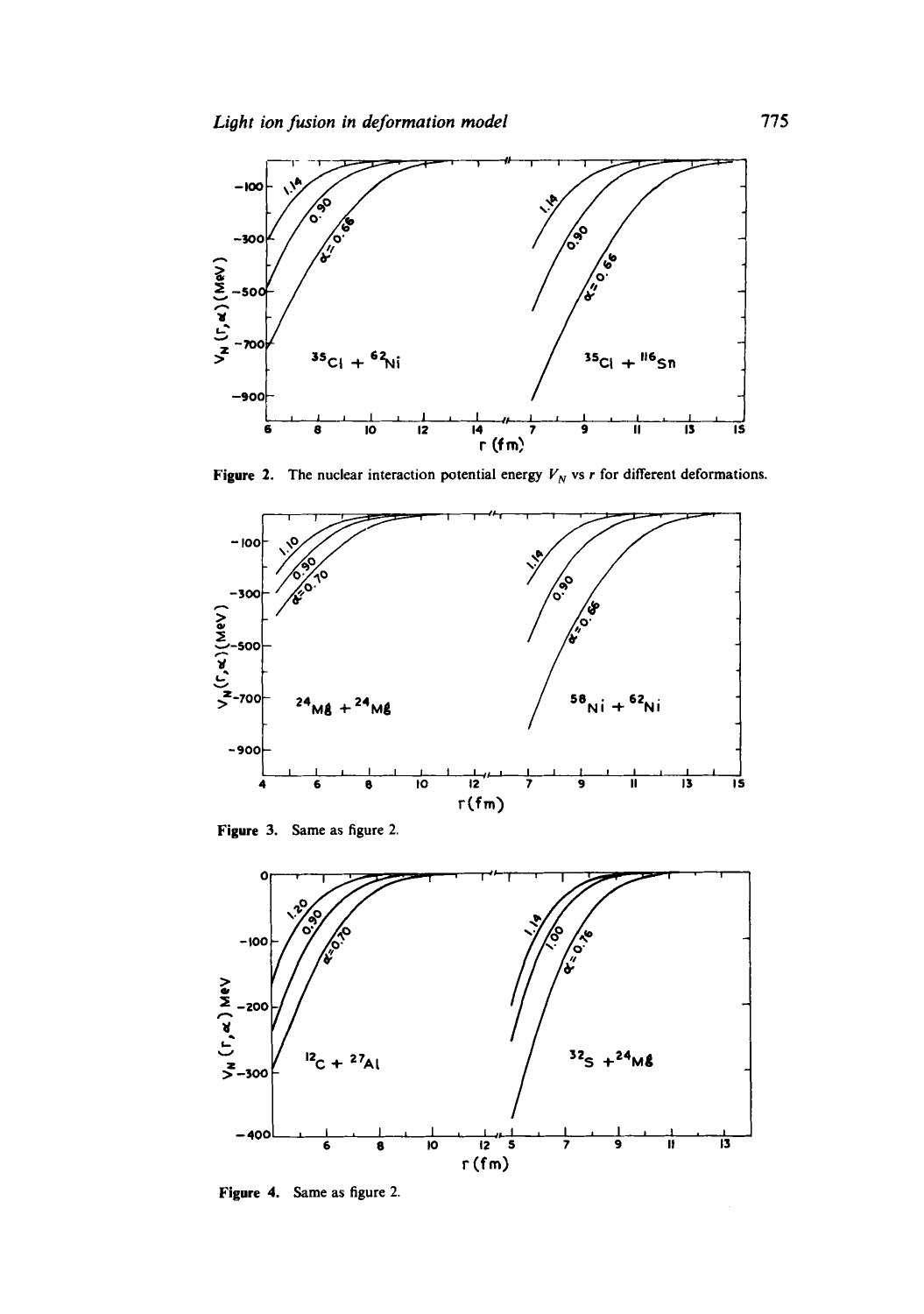Figure 2. The nuclear interaction potential energy $V_N$ vs $r$ for different deformations.

Figure 3. Same as figure 2.

Figure 4. Same as figure 2.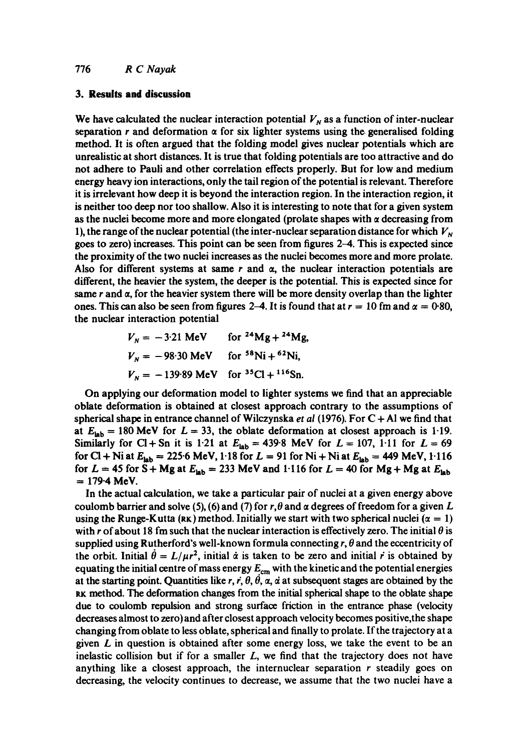## 3. Results and discussion

We have calculated the nuclear interaction potential $V_N$ as a function of inter-nuclear separation $r$ and deformation $\alpha$ for six lighter systems using the generalised folding method. It is often argued that the folding model gives nuclear potentials which are unrealistic at short distances. It is true that folding potentials are too attractive and do not adhere to Pauli and other correlation effects properly. But for low and medium energy heavy ion interactions, only the tail region of the potential is relevant. Therefore it is irrelevant how deep it is beyond the interaction region. In the interaction region, it is neither too deep nor too shallow. Also it is interesting to note that for a given system as the nuclei become more and more elongated (prolate shapes with $\alpha$ decreasing from 1), the range of the nuclear potential (the inter-nuclear separation distance for which $V_N$ goes to zero) increases. This point can be seen from figures 2–4. This is expected since the proximity of the two nuclei increases as the nuclei becomes more and more prolate. Also for different systems at same $r$ and $\alpha$, the nuclear interaction potentials are different, the heavier the system, the deeper is the potential. This is expected since for same $r$ and $\alpha$, for the heavier system there will be more density overlap than the lighter ones. This can also be seen from figures 2–4. It is found that at $r = 10$ fm and $\alpha = 0.80$, the nuclear interaction potential

$$V_N = -3.21 \text{ MeV} \quad \text{for } ^{24}\text{Mg} + {}^{24}\text{Mg},$$

$$V_N = -98.30 \text{ MeV} \quad \text{for } ^{58}\text{Ni} + {}^{62}\text{Ni},$$

$$V_N = -139.89 \text{ MeV} \quad \text{for } ^{35}\text{Cl} + {}^{116}\text{Sn}.$$

On applying our deformation model to lighter systems we find that an appreciable oblate deformation is obtained at closest approach contrary to the assumptions of spherical shape in entrance channel of Wilczynska *et al* (1976). For C + Al we find that at $E_{\text{lab}} = 180$ MeV for $L = 33$, the oblate deformation at closest approach is 1.19. Similarly for Cl + Sn it is 1.21 at $E_{\text{lab}} = 439.8$ MeV for $L = 107$, 1.11 for $L = 69$ for Cl + Ni at $E_{\text{lab}} = 225.6$ MeV, 1.18 for $L = 91$ for Ni + Ni at $E_{\text{lab}} = 449$ MeV, 1.116 for $L = 45$ for S + Mg at $E_{\text{lab}} = 233$ MeV and 1.116 for $L = 40$ for Mg + Mg at $E_{\text{lab}} = 179.4$ MeV.

In the actual calculation, we take a particular pair of nuclei at a given energy above coulomb barrier and solve (5), (6) and (7) for $r, \theta$ and $\alpha$ degrees of freedom for a given $L$ using the Runge-Kutta (RK) method. Initially we start with two spherical nuclei ($\alpha = 1$) with $r$ of about 18 fm such that the nuclear interaction is effectively zero. The initial $\theta$ is supplied using Rutherford's well-known formula connecting $r, \theta$ and the eccentricity of the orbit. Initial $\dot{\theta} = L/\mu r^2$, initial $\dot{\alpha}$ is taken to be zero and initial $\dot{r}$ is obtained by equating the initial centre of mass energy $E_{\text{cm}}$ with the kinetic and the potential energies at the starting point. Quantities like $r, \dot{r}, \theta, \dot{\theta}, \alpha, \dot{\alpha}$ at subsequent stages are obtained by the RK method. The deformation changes from the initial spherical shape to the oblate shape due to coulomb repulsion and strong surface friction in the entrance phase (velocity decreases almost to zero) and after closest approach velocity becomes positive, the shape changing from oblate to less oblate, spherical and finally to prolate. If the trajectory at a given $L$ in question is obtained after some energy loss, we take the event to be an inelastic collision but if for a smaller $L$, we find that the trajectory does not have anything like a closest approach, the internuclear separation $r$ steadily goes on decreasing, the velocity continues to decrease, we assume that the two nuclei have a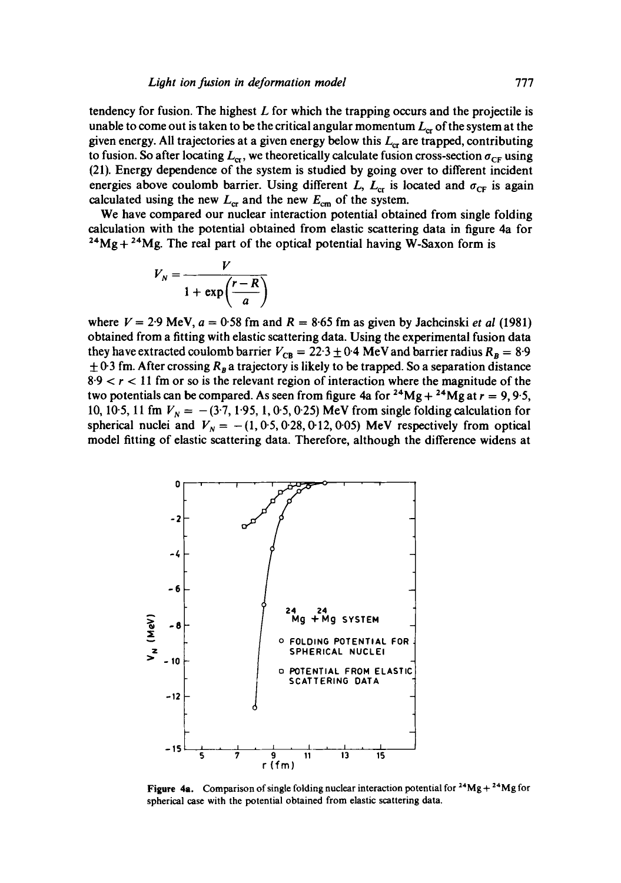tendency for fusion. The highest $L$ for which the trapping occurs and the projectile is unable to come out is taken to be the critical angular momentum $L_{cr}$ of the system at the given energy. All trajectories at a given energy below this $L_{cr}$ are trapped, contributing to fusion. So after locating $L_{cr}$, we theoretically calculate fusion cross-section $\sigma_{CF}$ using (21). Energy dependence of the system is studied by going over to different incident energies above coulomb barrier. Using different $L$, $L_{cr}$ is located and $\sigma_{CF}$ is again calculated using the new $L_{cr}$ and the new $E_{cm}$ of the system.

We have compared our nuclear interaction potential obtained from single folding calculation with the potential obtained from elastic scattering data in figure 4a for $^{24}Mg + ^{24}Mg$. The real part of the optical potential having W-Saxon form is

$$V_N = \frac{V}{1 + \exp\left(\frac{r - R}{a}\right)}$$

where $V = 2{\cdot}9$ MeV, $a = 0{\cdot}58$ fm and $R = 8{\cdot}65$ fm as given by Jachcinski *et al* (1981) obtained from a fitting with elastic scattering data. Using the experimental fusion data they have extracted coulomb barrier $V_{CB} = 22{\cdot}3 \pm 0{\cdot}4$ MeV and barrier radius $R_B = 8{\cdot}9 \pm 0{\cdot}3$ fm. After crossing $R_B$ a trajectory is likely to be trapped. So a separation distance $8{\cdot}9 < r < 11$ fm or so is the relevant region of interaction where the magnitude of the two potentials can be compared. As seen from figure 4a for $^{24}Mg + ^{24}Mg$ at $r = 9, 9{\cdot}5, 10, 10{\cdot}5, 11$ fm $V_N = -(3{\cdot}7, 1{\cdot}95, 1, 0{\cdot}5, 0{\cdot}25)$ MeV from single folding calculation for spherical nuclei and $V_N = -(1, 0{\cdot}5, 0{\cdot}28, 0{\cdot}12, 0{\cdot}05)$ MeV respectively from optical model fitting of elastic scattering data. Therefore, although the difference widens at

**Figure 4a.** Comparison of single folding nuclear interaction potential for $^{24}Mg + ^{24}Mg$ for spherical case with the potential obtained from elastic scattering data.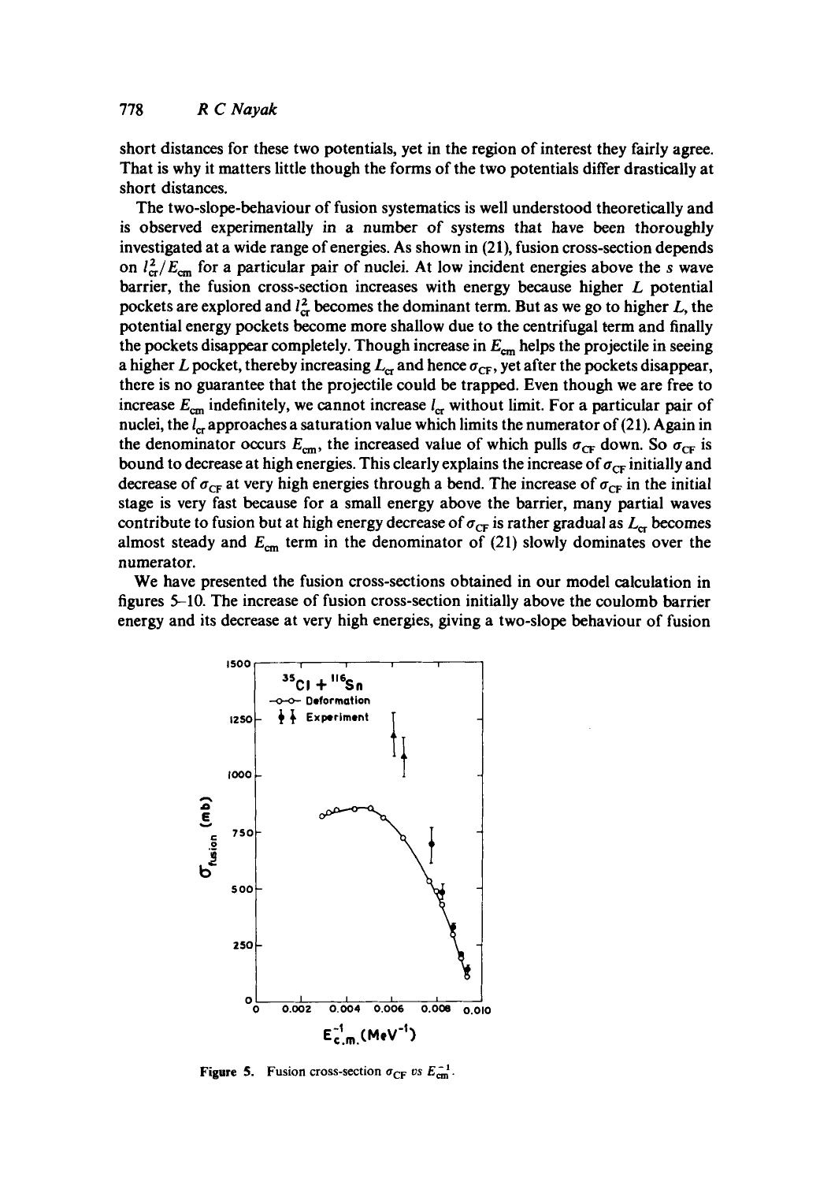short distances for these two potentials, yet in the region of interest they fairly agree. That is why it matters little though the forms of the two potentials differ drastically at short distances.

The two-slope-behaviour of fusion systematics is well understood theoretically and is observed experimentally in a number of systems that have been thoroughly investigated at a wide range of energies. As shown in (21), fusion cross-section depends on $l_{cr}^2/E_{cm}$ for a particular pair of nuclei. At low incident energies above the $s$ wave barrier, the fusion cross-section increases with energy because higher $L$ potential pockets are explored and $l_{cr}^2$ becomes the dominant term. But as we go to higher $L$, the potential energy pockets become more shallow due to the centrifugal term and finally the pockets disappear completely. Though increase in $E_{cm}$ helps the projectile in seeing a higher $L$ pocket, thereby increasing $L_{cr}$ and hence $\sigma_{CF}$, yet after the pockets disappear, there is no guarantee that the projectile could be trapped. Even though we are free to increase $E_{cm}$ indefinitely, we cannot increase $l_{cr}$ without limit. For a particular pair of nuclei, the $l_{cr}$ approaches a saturation value which limits the numerator of (21). Again in the denominator occurs $E_{cm}$, the increased value of which pulls $\sigma_{CF}$ down. So $\sigma_{CF}$ is bound to decrease at high energies. This clearly explains the increase of $\sigma_{CF}$ initially and decrease of $\sigma_{CF}$ at very high energies through a bend. The increase of $\sigma_{CF}$ in the initial stage is very fast because for a small energy above the barrier, many partial waves contribute to fusion but at high energy decrease of $\sigma_{CF}$ is rather gradual as $L_{cr}$ becomes almost steady and $E_{cm}$ term in the denominator of (21) slowly dominates over the numerator.

We have presented the fusion cross-sections obtained in our model calculation in figures 5–10. The increase of fusion cross-section initially above the coulomb barrier energy and its decrease at very high energies, giving a two-slope behaviour of fusion

Figure 5. Fusion cross-section $\sigma_{CF}$ vs $E_{cm}^{-1}$.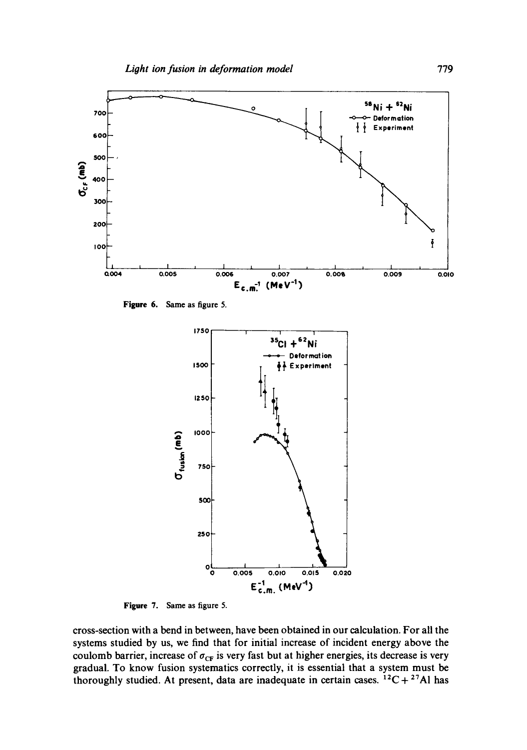Figure 6. Same as figure 5.

Figure 7. Same as figure 5.

cross-section with a bend in between, have been obtained in our calculation. For all the systems studied by us, we find that for initial increase of incident energy above the coulomb barrier, increase of $\sigma_{CF}$ is very fast but at higher energies, its decrease is very gradual. To know fusion systematics correctly, it is essential that a system must be thoroughly studied. At present, data are inadequate in certain cases. $^{12}C + ^{27}Al$ has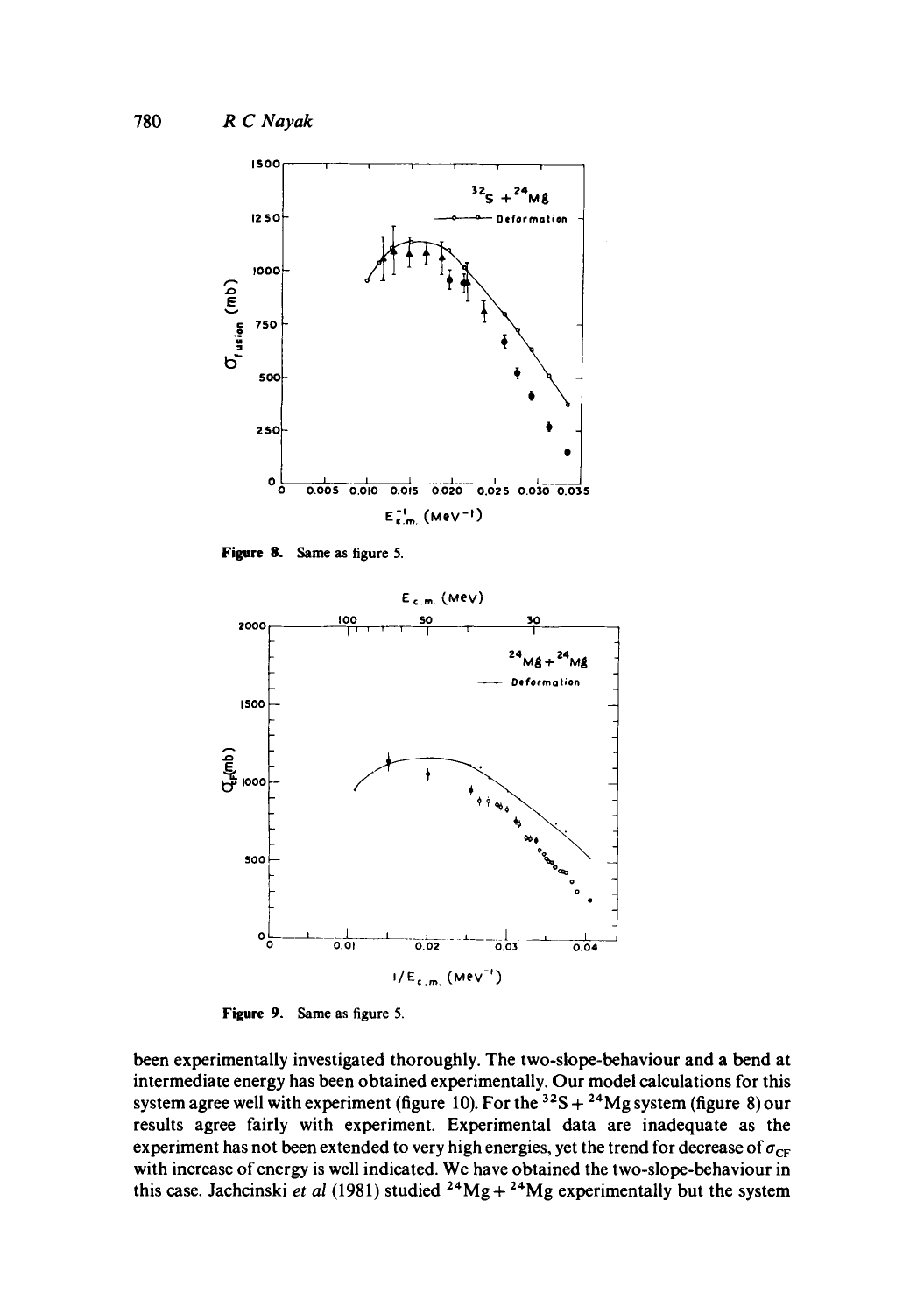Figure 8. Same as figure 5.

Figure 9. Same as figure 5.

been experimentally investigated thoroughly. The two-slope-behaviour and a bend at intermediate energy has been obtained experimentally. Our model calculations for this system agree well with experiment (figure 10). For the $^{32}S + ^{24}Mg$ system (figure 8) our results agree fairly with experiment. Experimental data are inadequate as the experiment has not been extended to very high energies, yet the trend for decrease of $\sigma_{CF}$ with increase of energy is well indicated. We have obtained the two-slope-behaviour in this case. Jachcinski *et al* (1981) studied $^{24}Mg + ^{24}Mg$ experimentally but the system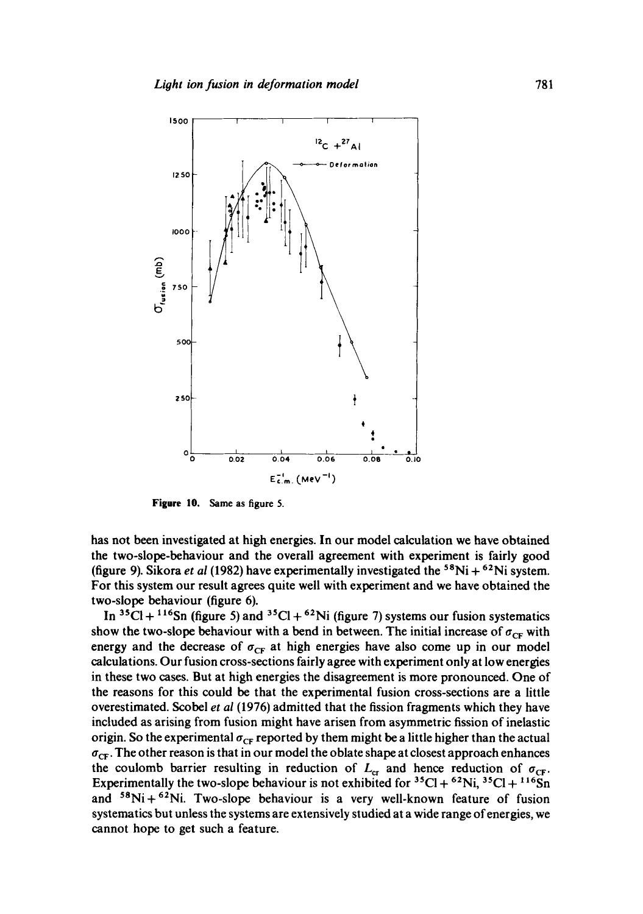**Figure 10.** Same as figure 5.

has not been investigated at high energies. In our model calculation we have obtained the two-slope-behaviour and the overall agreement with experiment is fairly good (figure 9). Sikora *et al* (1982) have experimentally investigated the $^{58}$Ni + $^{62}$Ni system. For this system our result agrees quite well with experiment and we have obtained the two-slope behaviour (figure 6).

In $^{35}$Cl + $^{116}$Sn (figure 5) and $^{35}$Cl + $^{62}$Ni (figure 7) systems our fusion systematics show the two-slope behaviour with a bend in between. The initial increase of $\sigma_{CF}$ with energy and the decrease of $\sigma_{CF}$ at high energies have also come up in our model calculations. Our fusion cross-sections fairly agree with experiment only at low energies in these two cases. But at high energies the disagreement is more pronounced. One of the reasons for this could be that the experimental fusion cross-sections are a little overestimated. Scobel *et al* (1976) admitted that the fission fragments which they have included as arising from fusion might have arisen from asymmetric fission of inelastic origin. So the experimental $\sigma_{CF}$ reported by them might be a little higher than the actual $\sigma_{CF}$. The other reason is that in our model the oblate shape at closest approach enhances the coulomb barrier resulting in reduction of $L_{cr}$ and hence reduction of $\sigma_{CF}$. Experimentally the two-slope behaviour is not exhibited for $^{35}$Cl + $^{62}$Ni, $^{35}$Cl + $^{116}$Sn and $^{58}$Ni + $^{62}$Ni. Two-slope behaviour is a very well-known feature of fusion systematics but unless the systems are extensively studied at a wide range of energies, we cannot hope to get such a feature.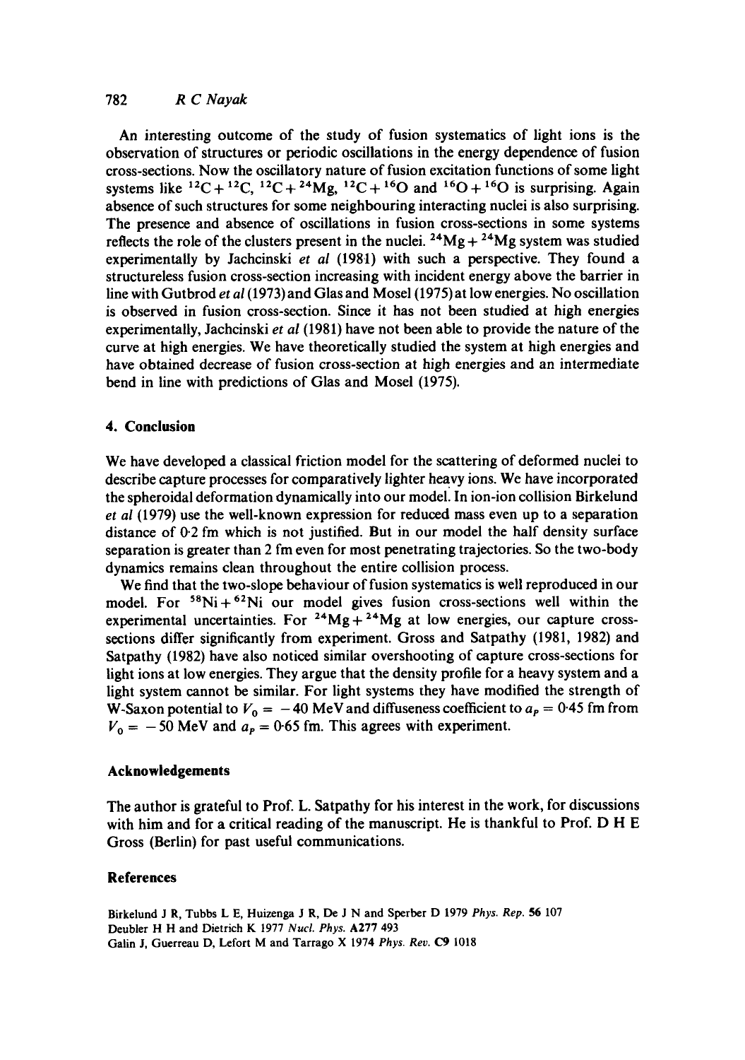An interesting outcome of the study of fusion systematics of light ions is the observation of structures or periodic oscillations in the energy dependence of fusion cross-sections. Now the oscillatory nature of fusion excitation functions of some light systems like $^{12}C + ^{12}C$, $^{12}C + ^{24}Mg$, $^{12}C + ^{16}O$ and $^{16}O + ^{16}O$ is surprising. Again absence of such structures for some neighbouring interacting nuclei is also surprising. The presence and absence of oscillations in fusion cross-sections in some systems reflects the role of the clusters present in the nuclei. $^{24}Mg + ^{24}Mg$ system was studied experimentally by Jachcinski *et al* (1981) with such a perspective. They found a structureless fusion cross-section increasing with incident energy above the barrier in line with Gutbrod *et al* (1973) and Glas and Mosel (1975) at low energies. No oscillation is observed in fusion cross-section. Since it has not been studied at high energies experimentally, Jachcinski *et al* (1981) have not been able to provide the nature of the curve at high energies. We have theoretically studied the system at high energies and have obtained decrease of fusion cross-section at high energies and an intermediate bend in line with predictions of Glas and Mosel (1975).

## 4. Conclusion

We have developed a classical friction model for the scattering of deformed nuclei to describe capture processes for comparatively lighter heavy ions. We have incorporated the spheroidal deformation dynamically into our model. In ion-ion collision Birkelund *et al* (1979) use the well-known expression for reduced mass even up to a separation distance of 0·2 fm which is not justified. But in our model the half density surface separation is greater than 2 fm even for most penetrating trajectories. So the two-body dynamics remains clean throughout the entire collision process.

We find that the two-slope behaviour of fusion systematics is well reproduced in our model. For $^{58}Ni + ^{62}Ni$ our model gives fusion cross-sections well within the experimental uncertainties. For $^{24}Mg + ^{24}Mg$ at low energies, our capture cross-sections differ significantly from experiment. Gross and Satpathy (1981, 1982) and Satpathy (1982) have also noticed similar overshooting of capture cross-sections for light ions at low energies. They argue that the density profile for a heavy system and a light system cannot be similar. For light systems they have modified the strength of W-Saxon potential to $V_0 = -40$ MeV and diffuseness coefficient to $a_P = 0{\cdot}45$ fm from $V_0 = -50$ MeV and $a_P = 0{\cdot}65$ fm. This agrees with experiment.

## Acknowledgements

The author is grateful to Prof. L. Satpathy for his interest in the work, for discussions with him and for a critical reading of the manuscript. He is thankful to Prof. D H E Gross (Berlin) for past useful communications.

## References

Birkelund J R, Tubbs L E, Huizenga J R, De J N and Sperber D 1979 *Phys. Rep.* **56** 107

Deubler H H and Dietrich K 1977 *Nucl. Phys.* **A277** 493

Galin J, Guerreau D, Lefort M and Tarrago X 1974 *Phys. Rev.* **C9** 1018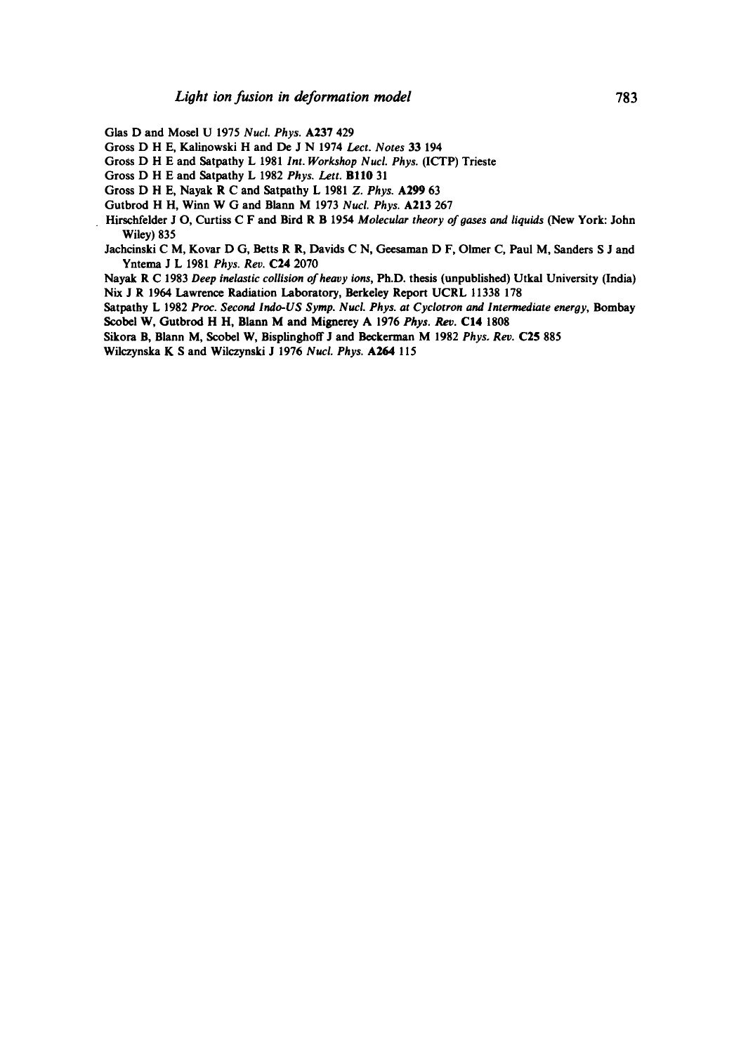Glas D and Mosel U 1975 *Nucl. Phys.* **A237** 429

Gross D H E, Kalinowski H and De J N 1974 *Lect. Notes* **33** 194

Gross D H E and Satpathy L 1981 *Int. Workshop Nucl. Phys.* (ICTP) Trieste

Gross D H E and Satpathy L 1982 *Phys. Lett.* **B110** 31

Gross D H E, Nayak R C and Satpathy L 1981 *Z. Phys.* **A299** 63

Gutbrod H H, Winn W G and Blann M 1973 *Nucl. Phys.* **A213** 267

Hirschfelder J O, Curtiss C F and Bird R B 1954 *Molecular theory of gases and liquids* (New York: John Wiley) 835

Jachcinski C M, Kovar D G, Betts R R, Davids C N, Geesaman D F, Olmer C, Paul M, Sanders S J and Yntema J L 1981 *Phys. Rev.* **C24** 2070

Nayak R C 1983 *Deep inelastic collision of heavy ions*, Ph.D. thesis (unpublished) Utkal University (India)

Nix J R 1964 Lawrence Radiation Laboratory, Berkeley Report UCRL 11338 178

Satpathy L 1982 *Proc. Second Indo-US Symp. Nucl. Phys. at Cyclotron and Intermediate energy*, Bombay

Scobel W, Gutbrod H H, Blann M and Mignerey A 1976 *Phys. Rev.* **C14** 1808

Sikora B, Blann M, Scobel W, Bisplinghoff J and Beckerman M 1982 *Phys. Rev.* **C25** 885

Wilczynska K S and Wilczynski J 1976 *Nucl. Phys.* **A264** 115